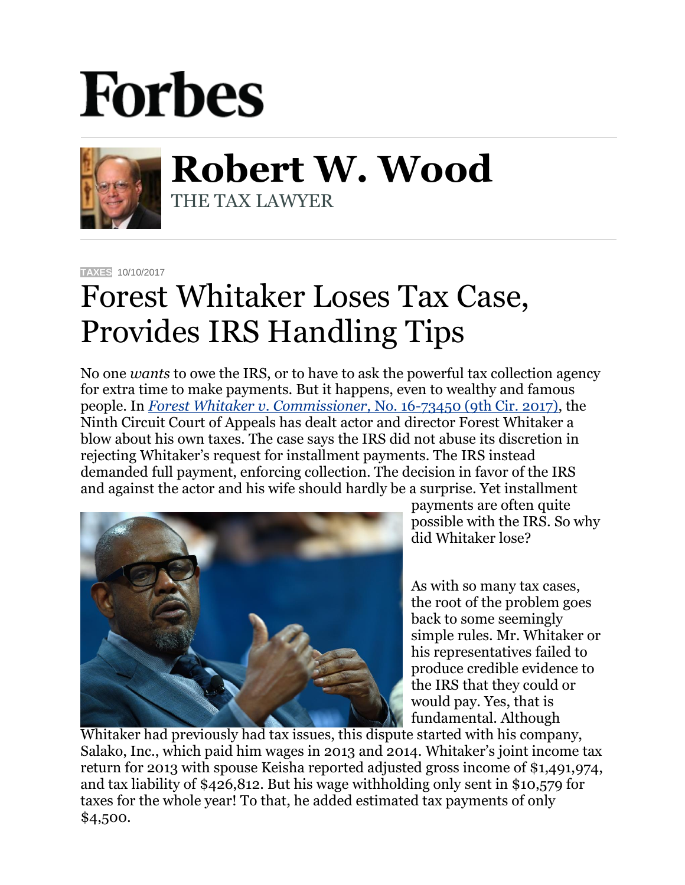# Forbes

## Robert W. Wood

THE TAX LAWYER

TAXES 10/10/2017

# Forest Whitaker Loses Tax Case, Provides IRS Handling Tips

No one *wants* to owe the IRS, or to have to ask the powerful tax collection agency for extra time to make payments. But it happens, even to wealthy and famous people. In [*Forest Whitaker v. Commissioner*, No. 16-73450 (9th Cir. 2017)](), the Ninth Circuit Court of Appeals has dealt actor and director Forest Whitaker a blow about his own taxes. The case says the IRS did not abuse its discretion in rejecting Whitaker's request for installment payments. The IRS instead demanded full payment, enforcing collection. The decision in favor of the IRS and against the actor and his wife should hardly be a surprise. Yet installment payments are often quite possible with the IRS. So why did Whitaker lose?

As with so many tax cases, the root of the problem goes back to some seemingly simple rules. Mr. Whitaker or his representatives failed to produce credible evidence to the IRS that they could or would pay. Yes, that is fundamental. Although Whitaker had previously had tax issues, this dispute started with his company, Salako, Inc., which paid him wages in 2013 and 2014. Whitaker's joint income tax return for 2013 with spouse Keisha reported adjusted gross income of $1,491,974, and tax liability of $426,812. But his wage withholding only sent in $10,579 for taxes for the whole year! To that, he added estimated tax payments of only $4,500.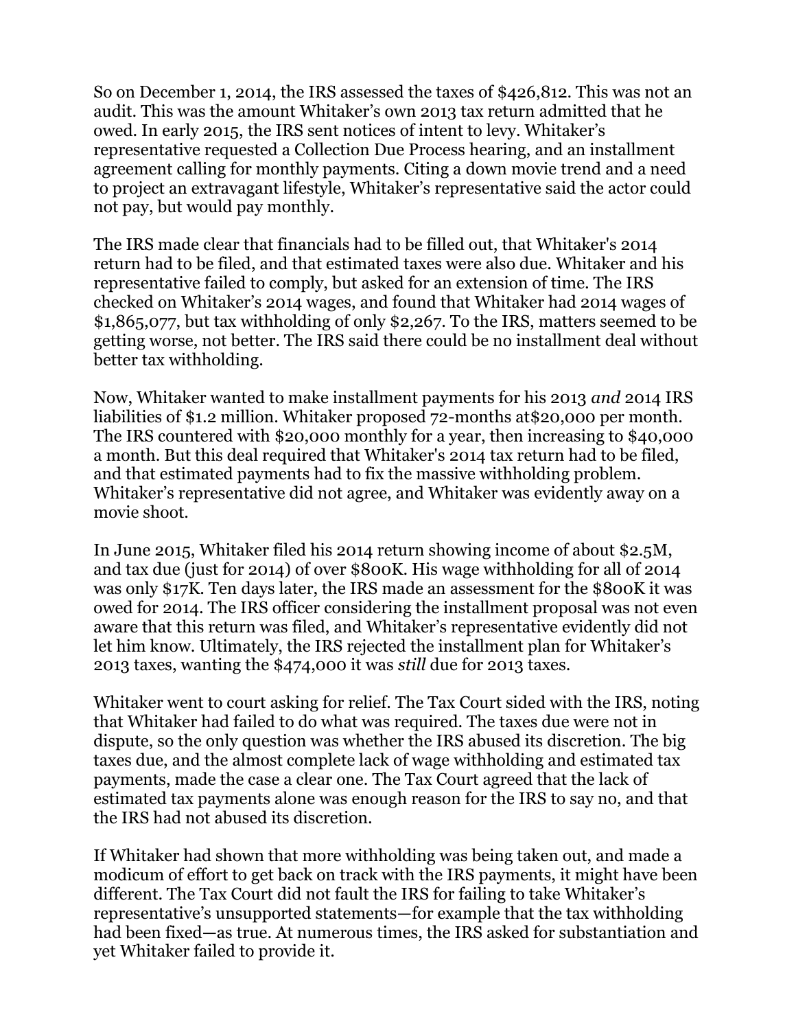So on December 1, 2014, the IRS assessed the taxes of $426,812. This was not an audit. This was the amount Whitaker's own 2013 tax return admitted that he owed. In early 2015, the IRS sent notices of intent to levy. Whitaker's representative requested a Collection Due Process hearing, and an installment agreement calling for monthly payments. Citing a down movie trend and a need to project an extravagant lifestyle, Whitaker's representative said the actor could not pay, but would pay monthly.

The IRS made clear that financials had to be filled out, that Whitaker's 2014 return had to be filed, and that estimated taxes were also due. Whitaker and his representative failed to comply, but asked for an extension of time. The IRS checked on Whitaker's 2014 wages, and found that Whitaker had 2014 wages of $1,865,077, but tax withholding of only $2,267. To the IRS, matters seemed to be getting worse, not better. The IRS said there could be no installment deal without better tax withholding.

Now, Whitaker wanted to make installment payments for his 2013 *and* 2014 IRS liabilities of $1.2 million. Whitaker proposed 72-months at$20,000 per month. The IRS countered with $20,000 monthly for a year, then increasing to $40,000 a month. But this deal required that Whitaker's 2014 tax return had to be filed, and that estimated payments had to fix the massive withholding problem. Whitaker's representative did not agree, and Whitaker was evidently away on a movie shoot.

In June 2015, Whitaker filed his 2014 return showing income of about $2.5M, and tax due (just for 2014) of over $800K. His wage withholding for all of 2014 was only $17K. Ten days later, the IRS made an assessment for the $800K it was owed for 2014. The IRS officer considering the installment proposal was not even aware that this return was filed, and Whitaker's representative evidently did not let him know. Ultimately, the IRS rejected the installment plan for Whitaker's 2013 taxes, wanting the $474,000 it was *still* due for 2013 taxes.

Whitaker went to court asking for relief. The Tax Court sided with the IRS, noting that Whitaker had failed to do what was required. The taxes due were not in dispute, so the only question was whether the IRS abused its discretion. The big taxes due, and the almost complete lack of wage withholding and estimated tax payments, made the case a clear one. The Tax Court agreed that the lack of estimated tax payments alone was enough reason for the IRS to say no, and that the IRS had not abused its discretion.

If Whitaker had shown that more withholding was being taken out, and made a modicum of effort to get back on track with the IRS payments, it might have been different. The Tax Court did not fault the IRS for failing to take Whitaker's representative's unsupported statements—for example that the tax withholding had been fixed—as true. At numerous times, the IRS asked for substantiation and yet Whitaker failed to provide it.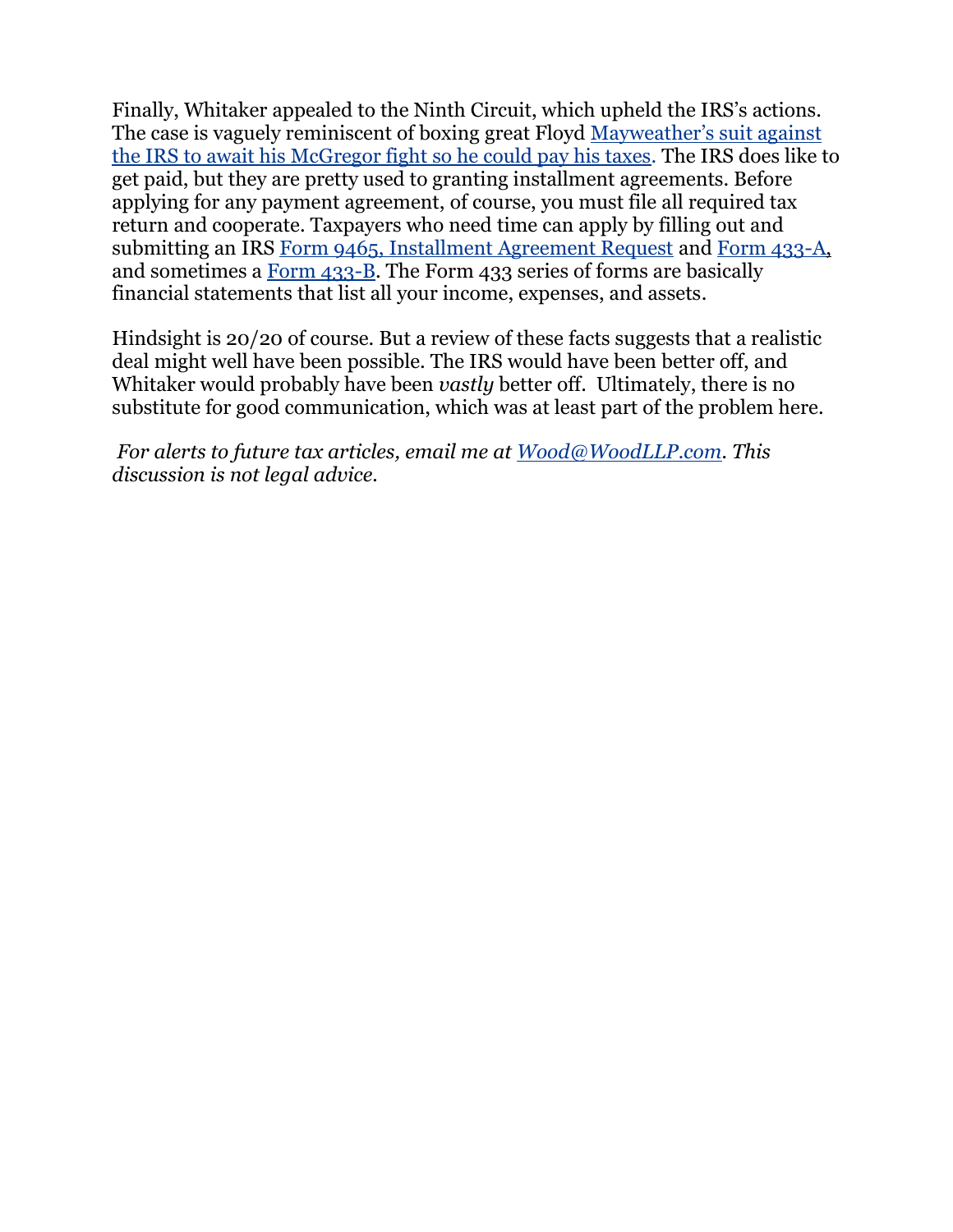Finally, Whitaker appealed to the Ninth Circuit, which upheld the IRS's actions. The case is vaguely reminiscent of boxing great Floyd [Mayweather's suit against the IRS to await his McGregor fight so he could pay his taxes](). The IRS does like to get paid, but they are pretty used to granting installment agreements. Before applying for any payment agreement, of course, you must file all required tax return and cooperate. Taxpayers who need time can apply by filling out and submitting an IRS [Form 9465, Installment Agreement Request]() and [Form 433-A](), and sometimes a [Form 433-B](). The Form 433 series of forms are basically financial statements that list all your income, expenses, and assets.

Hindsight is 20/20 of course. But a review of these facts suggests that a realistic deal might well have been possible. The IRS would have been better off, and Whitaker would probably have been *vastly* better off. Ultimately, there is no substitute for good communication, which was at least part of the problem here.

*For alerts to future tax articles, email me at [Wood@WoodLLP.com](mailto:Wood@WoodLLP.com). This discussion is not legal advice.*